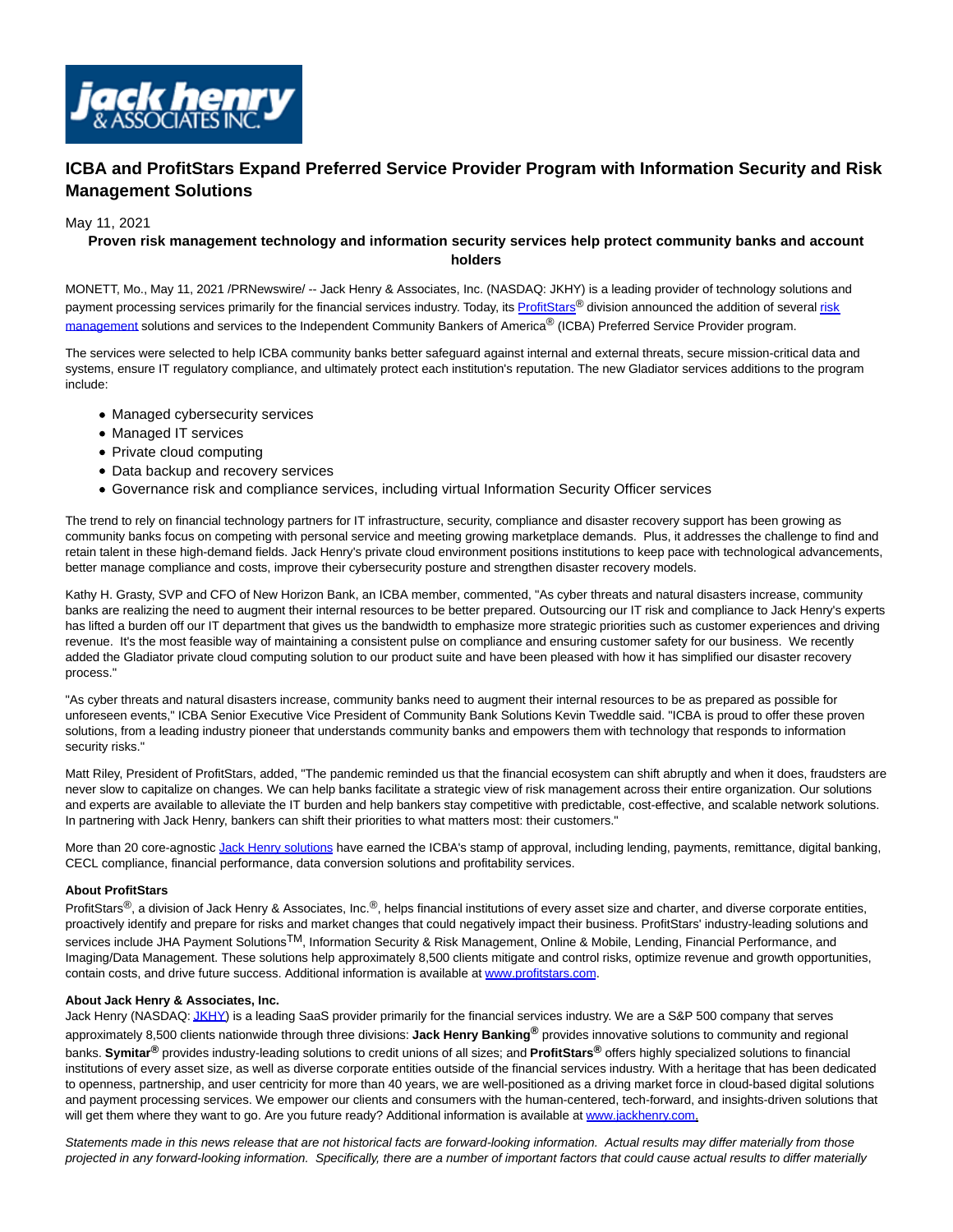# ICBA and ProfitStars Expand Preferred Service Provider Program with Information Security and Risk Management Solutions

May 11, 2021

**Proven risk management technology and information security services help protect community banks and account holders**

MONETT, Mo., May 11, 2021 /PRNewswire/ -- Jack Henry & Associates, Inc. (NASDAQ: JKHY) is a leading provider of technology solutions and payment processing services primarily for the financial services industry. Today, its ProfitStars® division announced the addition of several risk management solutions and services to the Independent Community Bankers of America® (ICBA) Preferred Service Provider program.

The services were selected to help ICBA community banks better safeguard against internal and external threats, secure mission-critical data and systems, ensure IT regulatory compliance, and ultimately protect each institution's reputation. The new Gladiator services additions to the program include:

- Managed cybersecurity services
- Managed IT services
- Private cloud computing
- Data backup and recovery services
- Governance risk and compliance services, including virtual Information Security Officer services

The trend to rely on financial technology partners for IT infrastructure, security, compliance and disaster recovery support has been growing as community banks focus on competing with personal service and meeting growing marketplace demands. Plus, it addresses the challenge to find and retain talent in these high-demand fields. Jack Henry's private cloud environment positions institutions to keep pace with technological advancements, better manage compliance and costs, improve their cybersecurity posture and strengthen disaster recovery models.

Kathy H. Grasty, SVP and CFO of New Horizon Bank, an ICBA member, commented, "As cyber threats and natural disasters increase, community banks are realizing the need to augment their internal resources to be better prepared. Outsourcing our IT risk and compliance to Jack Henry's experts has lifted a burden off our IT department that gives us the bandwidth to emphasize more strategic priorities such as customer experiences and driving revenue. It's the most feasible way of maintaining a consistent pulse on compliance and ensuring customer safety for our business. We recently added the Gladiator private cloud computing solution to our product suite and have been pleased with how it has simplified our disaster recovery process."

"As cyber threats and natural disasters increase, community banks need to augment their internal resources to be as prepared as possible for unforeseen events," ICBA Senior Executive Vice President of Community Bank Solutions Kevin Tweddle said. "ICBA is proud to offer these proven solutions, from a leading industry pioneer that understands community banks and empowers them with technology that responds to information security risks."

Matt Riley, President of ProfitStars, added, "The pandemic reminded us that the financial ecosystem can shift abruptly and when it does, fraudsters are never slow to capitalize on changes. We can help banks facilitate a strategic view of risk management across their entire organization. Our solutions and experts are available to alleviate the IT burden and help bankers stay competitive with predictable, cost-effective, and scalable network solutions. In partnering with Jack Henry, bankers can shift their priorities to what matters most: their customers."

More than 20 core-agnostic Jack Henry solutions have earned the ICBA's stamp of approval, including lending, payments, remittance, digital banking, CECL compliance, financial performance, data conversion solutions and profitability services.

**About ProfitStars**

ProfitStars®, a division of Jack Henry & Associates, Inc.®, helps financial institutions of every asset size and charter, and diverse corporate entities, proactively identify and prepare for risks and market changes that could negatively impact their business. ProfitStars' industry-leading solutions and services include JHA Payment Solutions™, Information Security & Risk Management, Online & Mobile, Lending, Financial Performance, and Imaging/Data Management. These solutions help approximately 8,500 clients mitigate and control risks, optimize revenue and growth opportunities, contain costs, and drive future success. Additional information is available at www.profitstars.com.

**About Jack Henry & Associates, Inc.**

Jack Henry (NASDAQ: JKHY) is a leading SaaS provider primarily for the financial services industry. We are a S&P 500 company that serves approximately 8,500 clients nationwide through three divisions: **Jack Henry Banking®** provides innovative solutions to community and regional banks. **Symitar®** provides industry-leading solutions to credit unions of all sizes; and **ProfitStars®** offers highly specialized solutions to financial institutions of every asset size, as well as diverse corporate entities outside of the financial services industry. With a heritage that has been dedicated to openness, partnership, and user centricity for more than 40 years, we are well-positioned as a driving market force in cloud-based digital solutions and payment processing services. We empower our clients and consumers with the human-centered, tech-forward, and insights-driven solutions that will get them where they want to go. Are you future ready? Additional information is available at www.jackhenry.com.

*Statements made in this news release that are not historical facts are forward-looking information. Actual results may differ materially from those projected in any forward-looking information. Specifically, there are a number of important factors that could cause actual results to differ materially*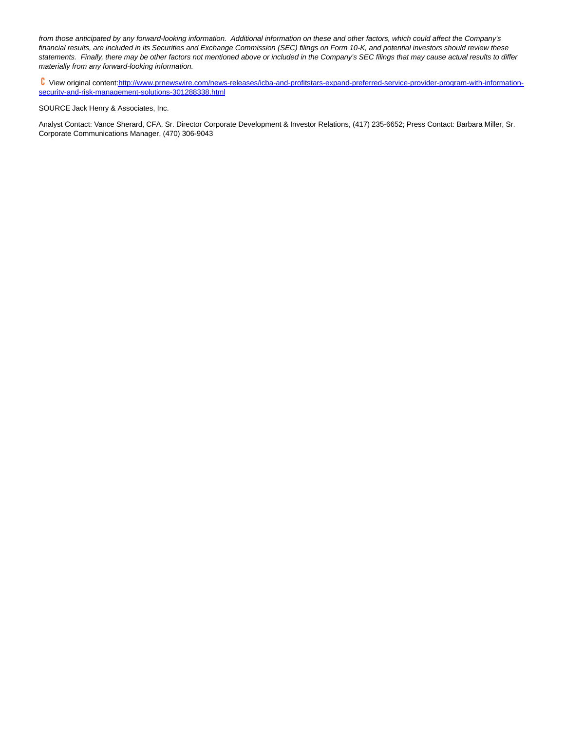*from those anticipated by any forward-looking information.  Additional information on these and other factors, which could affect the Company's financial results, are included in its Securities and Exchange Commission (SEC) filings on Form 10-K, and potential investors should review these statements.  Finally, there may be other factors not mentioned above or included in the Company's SEC filings that may cause actual results to differ materially from any forward-looking information.*

View original content:[http://www.prnewswire.com/news-releases/icba-and-profitstars-expand-preferred-service-provider-program-with-information-security-and-risk-management-solutions-301288338.html](http://www.prnewswire.com/news-releases/icba-and-profitstars-expand-preferred-service-provider-program-with-information-security-and-risk-management-solutions-301288338.html)

SOURCE Jack Henry & Associates, Inc.

Analyst Contact: Vance Sherard, CFA, Sr. Director Corporate Development & Investor Relations, (417) 235-6652; Press Contact: Barbara Miller, Sr. Corporate Communications Manager, (470) 306-9043